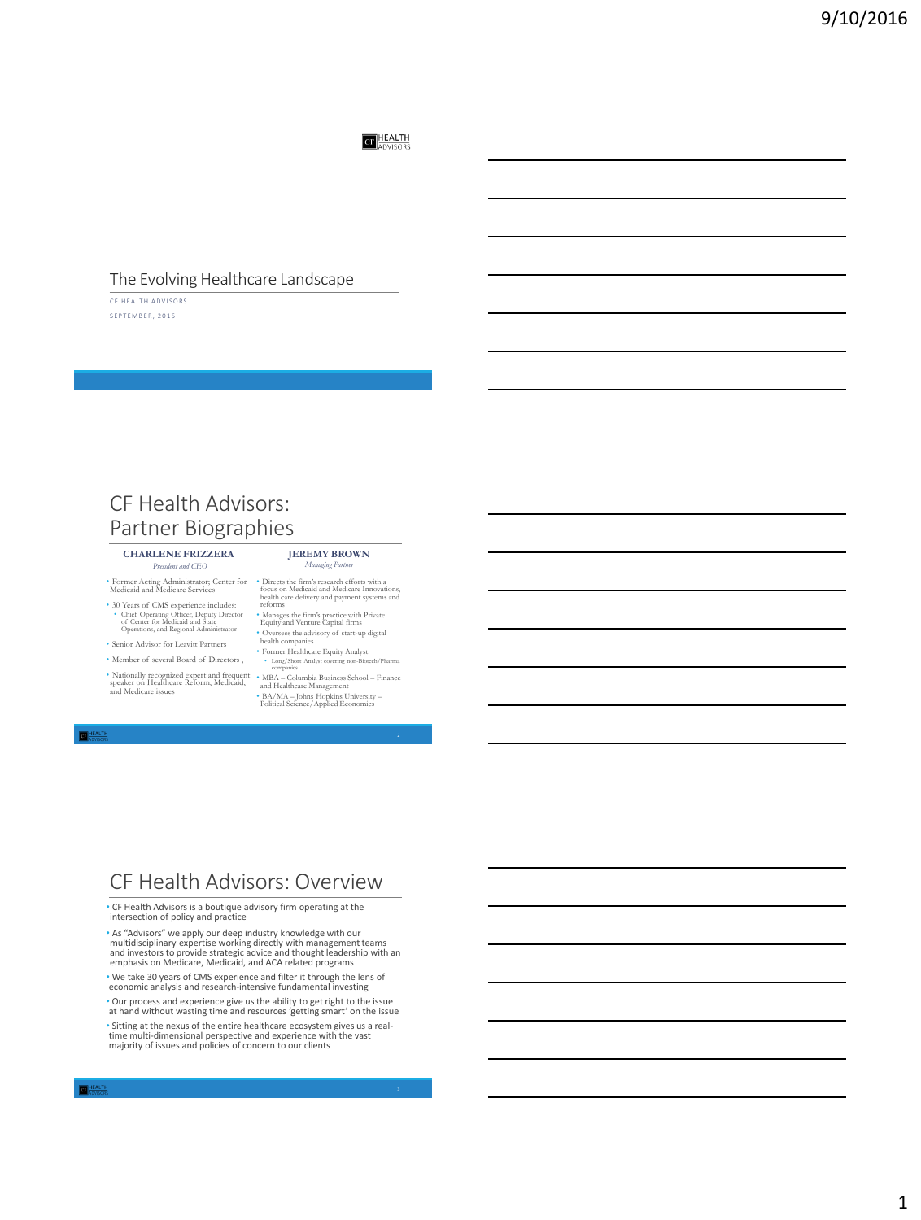# The Evolving Healthcare Landscape

CF HEALTH ADVISORS

SEPTEMBER, 2016

# CF Health Advisors: Partner Biographies

**CHARLENE FRIZZERA**

*President and CEO*

- Former Acting Administrator; Center for Medicaid and Medicare Services
- 30 Years of CMS experience includes:
  - Chief Operating Officer, Deputy Director of Center for Medicaid and State Operations, and Regional Administrator
- Senior Advisor for Leavitt Partners
- Member of several Board of Directors ,
- Nationally recognized expert and frequent speaker on Healthcare Reform, Medicaid, and Medicare issues

**JEREMY BROWN**

*Managing Partner*

- Directs the firm's research efforts with a focus on Medicaid and Medicare Innovations, health care delivery and payment systems and reforms
- Manages the firm's practice with Private Equity and Venture Capital firms
- Oversees the advisory of start-up digital health companies
- Former Healthcare Equity Analyst
  - Long/Short Analyst covering non-Biotech/Pharma companies
- MBA – Columbia Business School – Finance and Healthcare Management
- BA/MA – Johns Hopkins University – Political Science/Applied Economics

# CF Health Advisors: Overview

- CF Health Advisors is a boutique advisory firm operating at the intersection of policy and practice
- As "Advisors" we apply our deep industry knowledge with our multidisciplinary expertise working directly with management teams and investors to provide strategic advice and thought leadership with an emphasis on Medicare, Medicaid, and ACA related programs
- We take 30 years of CMS experience and filter it through the lens of economic analysis and research-intensive fundamental investing
- Our process and experience give us the ability to get right to the issue at hand without wasting time and resources 'getting smart' on the issue
- Sitting at the nexus of the entire healthcare ecosystem gives us a real-time multi-dimensional perspective and experience with the vast majority of issues and policies of concern to our clients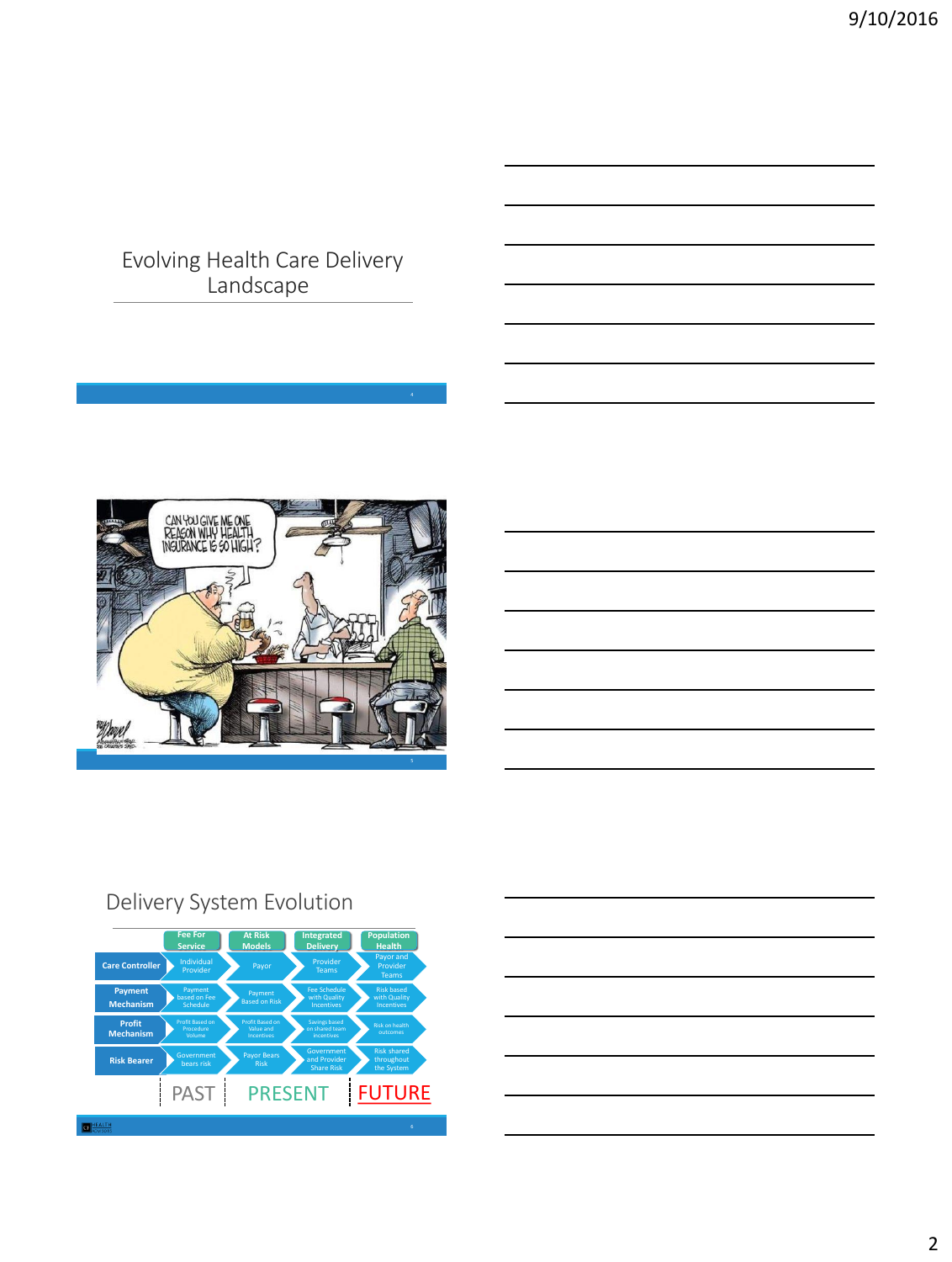## Evolving Health Care Delivery Landscape

## Delivery System Evolution

| | Fee For Service | At Risk Models | Integrated Delivery | Population Health |
|---|---|---|---|---|
| **Care Controller** | Individual Provider | Payor | Provider Teams | Payor and Provider Teams |
| **Payment Mechanism** | Payment based on Fee Schedule | Payment Based on Risk | Fee Schedule with Quality Incentives | Risk based with Quality Incentives |
| **Profit Mechanism** | Profit Based on Procedure Volume | Profit Based on Value and Incentives | Savings based on shared team incentives | Risk on health outcomes |
| **Risk Bearer** | Government bears risk | Payor Bears Risk | Government and Provider Share Risk | Risk shared throughout the System |

PAST | PRESENT | FUTURE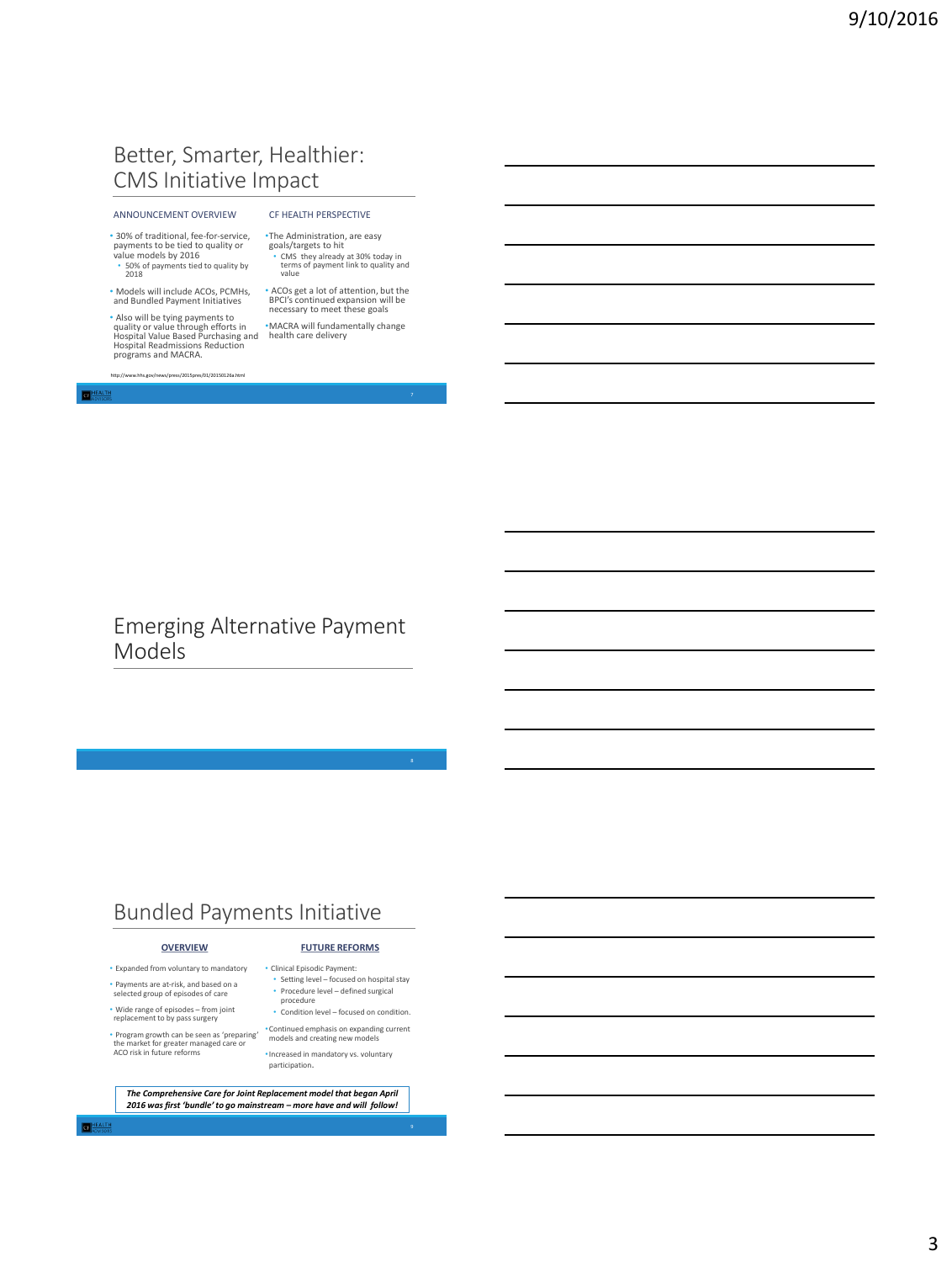# Better, Smarter, Healthier: CMS Initiative Impact

ANNOUNCEMENT OVERVIEW

- 30% of traditional, fee-for-service, payments to be tied to quality or value models by 2016
  - 50% of payments tied to quality by 2018
- Models will include ACOs, PCMHs, and Bundled Payment Initiatives
- Also will be tying payments to quality or value through efforts in Hospital Value Based Purchasing and Hospital Readmissions Reduction programs and MACRA.

CF HEALTH PERSPECTIVE

- The Administration, are easy goals/targets to hit
  - CMS they already at 30% today in terms of payment link to quality and value
- ACOs get a lot of attention, but the BPCI's continued expansion will be necessary to meet these goals
- MACRA will fundamentally change health care delivery

http://www.hhs.gov/news/press/2015pres/01/20150126a.html

# Emerging Alternative Payment Models

# Bundled Payments Initiative

**OVERVIEW**

- Expanded from voluntary to mandatory
- Payments are at-risk, and based on a selected group of episodes of care
- Wide range of episodes – from joint replacement to by pass surgery
- Program growth can be seen as 'preparing' the market for greater managed care or ACO risk in future reforms

**FUTURE REFORMS**

- Clinical Episodic Payment:
  - Setting level – focused on hospital stay
  - Procedure level – defined surgical procedure
  - Condition level – focused on condition.
- Continued emphasis on expanding current models and creating new models
- Increased in mandatory vs. voluntary participation.

***The Comprehensive Care for Joint Replacement model that began April 2016 was first 'bundle' to go mainstream – more have and will follow!***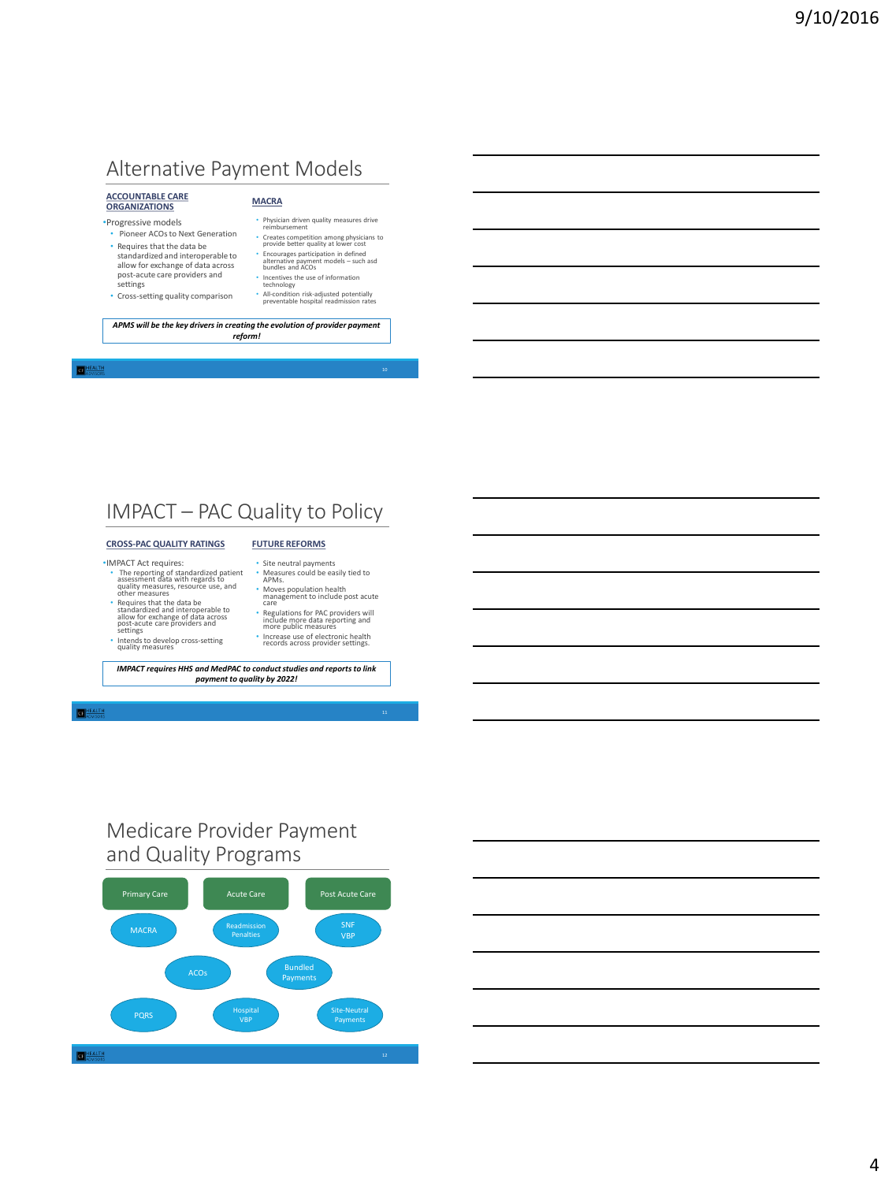# Alternative Payment Models

## ACCOUNTABLE CARE ORGANIZATIONS

- Progressive models
  - Pioneer ACOs to Next Generation
  - Requires that the data be standardized and interoperable to allow for exchange of data across post-acute care providers and settings
  - Cross-setting quality comparison

## MACRA

- Physician driven quality measures drive reimbursement
- Creates competition among physicians to provide better quality at lower cost
- Encourages participation in defined alternative payment models – such asd bundles and ACOs
- Incentives the use of information technology
- All-condition risk-adjusted potentially preventable hospital readmission rates

***APMS will be the key drivers in creating the evolution of provider payment reform!***

# IMPACT – PAC Quality to Policy

## CROSS-PAC QUALITY RATINGS

- IMPACT Act requires:
  - The reporting of standardized patient assessment data with regards to quality measures, resource use, and other measures
  - Requires that the data be standardized and interoperable to allow for exchange of data across post-acute care providers and settings
  - Intends to develop cross-setting quality measures

## FUTURE REFORMS

- Site neutral payments
- Measures could be easily tied to APMs.
- Moves population health management to include post acute care
- Regulations for PAC providers will include more data reporting and more public measures
- Increase use of electronic health records across provider settings.

***IMPACT requires HHS and MedPAC to conduct studies and reports to link payment to quality by 2022!***

# Medicare Provider Payment and Quality Programs

- Primary Care
- Acute Care
- Post Acute Care
- MACRA
- Readmission Penalties
- SNF VBP
- ACOs
- Bundled Payments
- PQRS
- Hospital VBP
- Site-Neutral Payments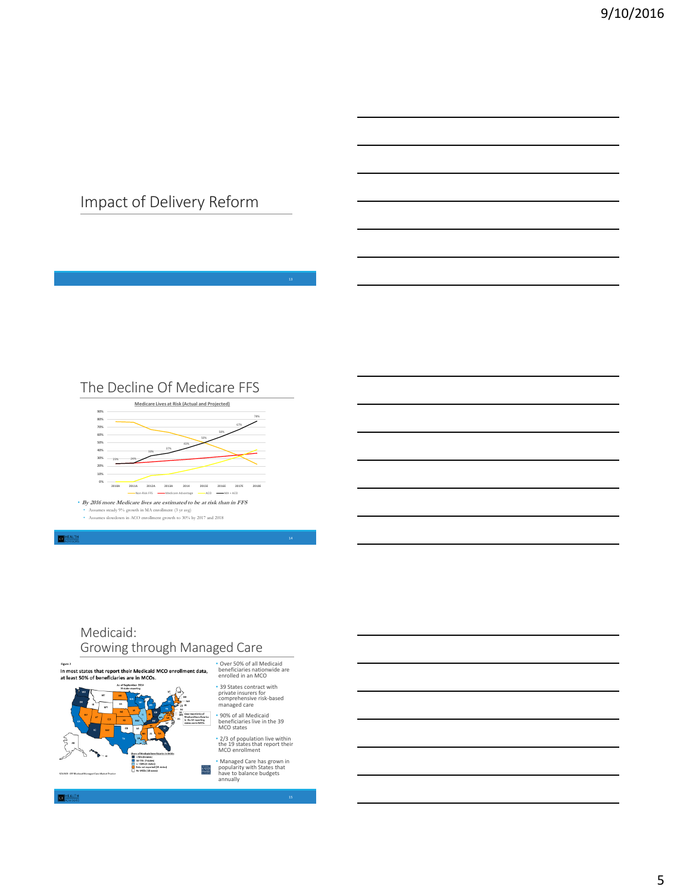## Impact of Delivery Reform

## The Decline Of Medicare FFS

**Medicare Lives at Risk (Actual and Projected)**

Non-Risk FFS — Medicare Advantage — ACO — MA + ACO

- ***By 2016 more Medicare lives are estimated to be at risk than in FFS***
  - Assumes steady 9% growth in MA enrollment (3 yr avg)
  - Assumes slowdown in ACO enrollment growth to 30% by 2017 and 2018

## Medicaid: Growing through Managed Care

Figure 2

**In most states that report their Medicaid MCO enrollment data, at least 50% of beneficiaries are in MCOs.**

- Over 50% of all Medicaid beneficiaries nationwide are enrolled in an MCO
- 39 States contract with private insurers for comprehensive risk-based managed care
- 90% of all Medicaid beneficiaries live in the 39 MCO states
- 2/3 of population live within the 19 states that report their MCO enrollment
- Managed Care has grown in popularity with States that have to balance budgets annually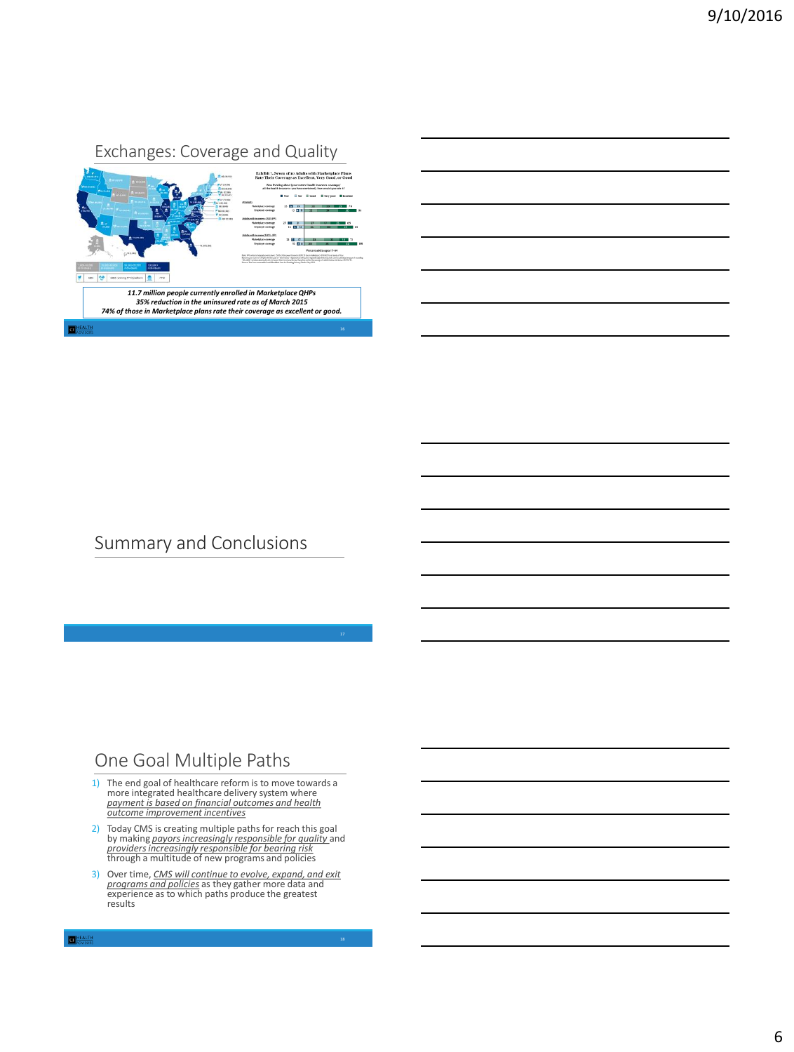## Exchanges: Coverage and Quality

*11.7 million people currently enrolled in Marketplace QHPs*
*35% reduction in the uninsured rate as of March 2015*
*74% of those in Marketplace plans rate their coverage as excellent or good.*

## Summary and Conclusions

## One Goal Multiple Paths

1) The end goal of healthcare reform is to move towards a more integrated healthcare delivery system where payment is based on financial outcomes and health outcome improvement incentives
2) Today CMS is creating multiple paths for reach this goal by making payors increasingly responsible for quality and providers increasingly responsible for bearing risk through a multitude of new programs and policies
3) Over time, CMS will continue to evolve, expand, and exit programs and policies as they gather more data and experience as to which paths produce the greatest results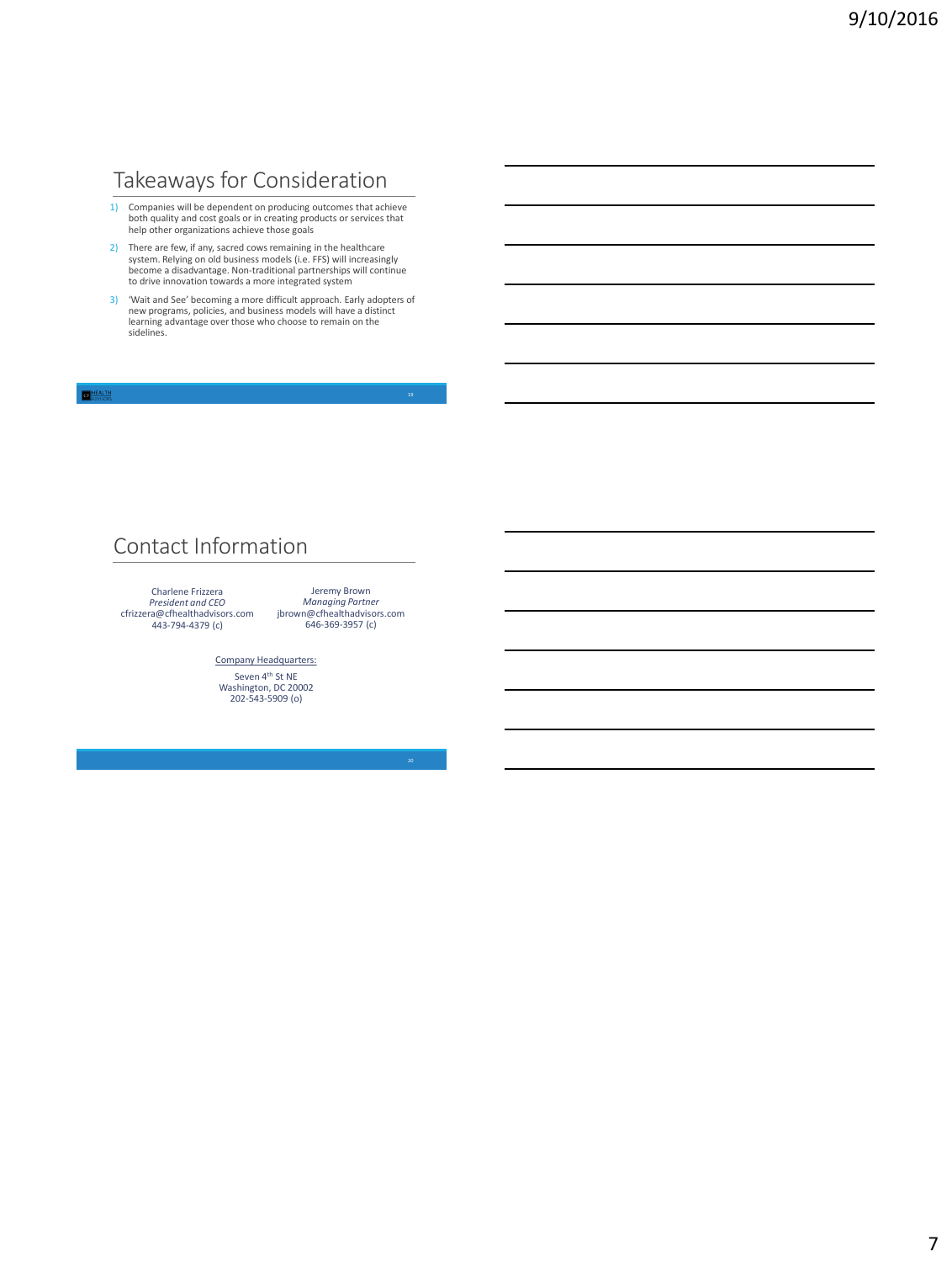## Takeaways for Consideration

1) Companies will be dependent on producing outcomes that achieve both quality and cost goals or in creating products or services that help other organizations achieve those goals
2) There are few, if any, sacred cows remaining in the healthcare system. Relying on old business models (i.e. FFS) will increasingly become a disadvantage. Non-traditional partnerships will continue to drive innovation towards a more integrated system
3) 'Wait and See' becoming a more difficult approach. Early adopters of new programs, policies, and business models will have a distinct learning advantage over those who choose to remain on the sidelines.

## Contact Information

Charlene Frizzera
*President and CEO*
cfrizzera@cfhealthadvisors.com
443-794-4379 (c)

Jeremy Brown
*Managing Partner*
jbrown@cfhealthadvisors.com
646-369-3957 (c)

Company Headquarters:

Seven 4th St NE
Washington, DC 20002
202-543-5909 (o)